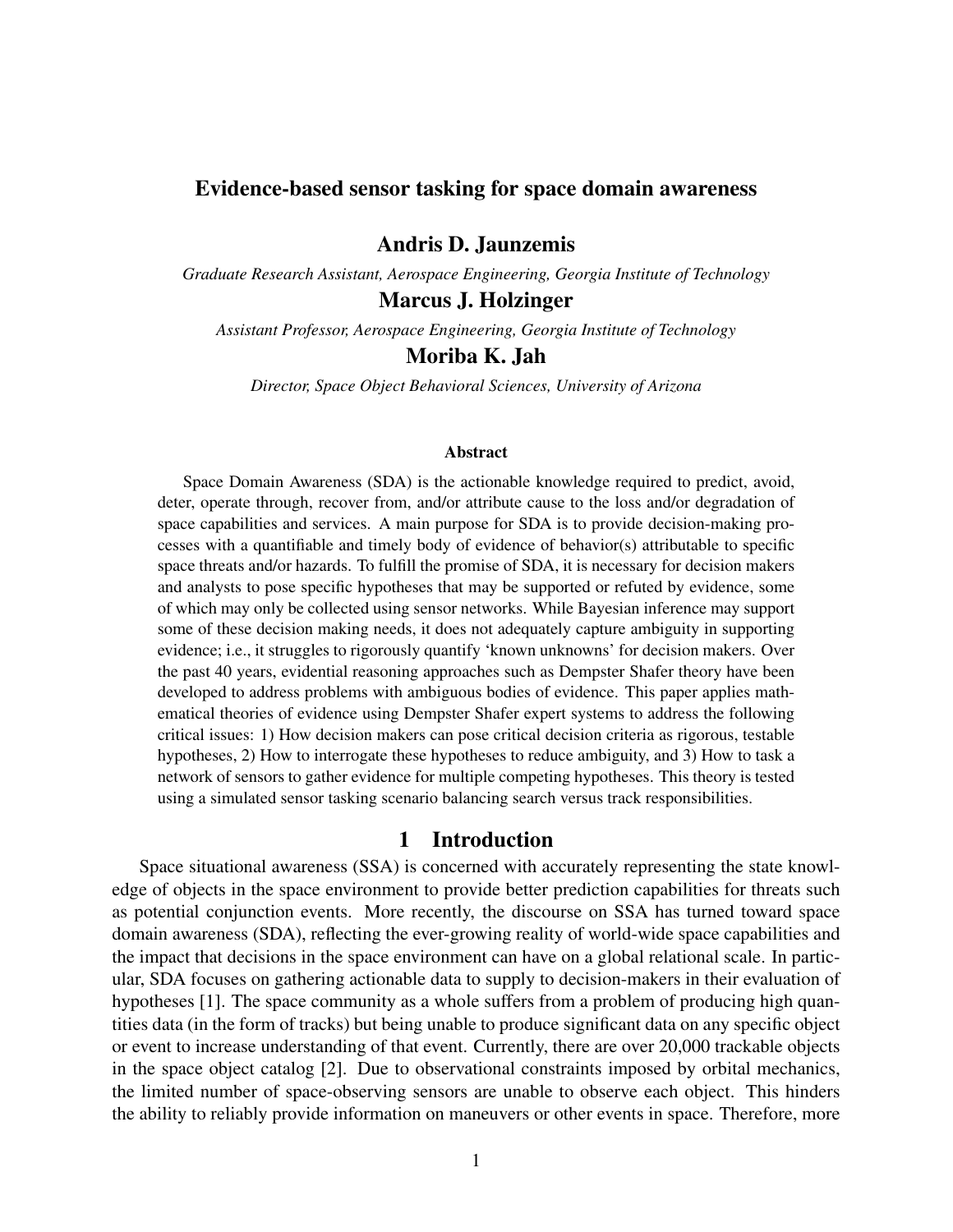# Evidence-based sensor tasking for space domain awareness

## Andris D. Jaunzemis

*Graduate Research Assistant, Aerospace Engineering, Georgia Institute of Technology*

## Marcus J. Holzinger

*Assistant Professor, Aerospace Engineering, Georgia Institute of Technology*

## Moriba K. Jah

*Director, Space Object Behavioral Sciences, University of Arizona*

### Abstract

Space Domain Awareness (SDA) is the actionable knowledge required to predict, avoid, deter, operate through, recover from, and/or attribute cause to the loss and/or degradation of space capabilities and services. A main purpose for SDA is to provide decision-making processes with a quantifiable and timely body of evidence of behavior(s) attributable to specific space threats and/or hazards. To fulfill the promise of SDA, it is necessary for decision makers and analysts to pose specific hypotheses that may be supported or refuted by evidence, some of which may only be collected using sensor networks. While Bayesian inference may support some of these decision making needs, it does not adequately capture ambiguity in supporting evidence; i.e., it struggles to rigorously quantify 'known unknowns' for decision makers. Over the past 40 years, evidential reasoning approaches such as Dempster Shafer theory have been developed to address problems with ambiguous bodies of evidence. This paper applies mathematical theories of evidence using Dempster Shafer expert systems to address the following critical issues: 1) How decision makers can pose critical decision criteria as rigorous, testable hypotheses, 2) How to interrogate these hypotheses to reduce ambiguity, and 3) How to task a network of sensors to gather evidence for multiple competing hypotheses. This theory is tested using a simulated sensor tasking scenario balancing search versus track responsibilities.

## 1 Introduction

Space situational awareness (SSA) is concerned with accurately representing the state knowledge of objects in the space environment to provide better prediction capabilities for threats such as potential conjunction events. More recently, the discourse on SSA has turned toward space domain awareness (SDA), reflecting the ever-growing reality of world-wide space capabilities and the impact that decisions in the space environment can have on a global relational scale. In particular, SDA focuses on gathering actionable data to supply to decision-makers in their evaluation of hypotheses [1]. The space community as a whole suffers from a problem of producing high quantities data (in the form of tracks) but being unable to produce significant data on any specific object or event to increase understanding of that event. Currently, there are over 20,000 trackable objects in the space object catalog [2]. Due to observational constraints imposed by orbital mechanics, the limited number of space-observing sensors are unable to observe each object. This hinders the ability to reliably provide information on maneuvers or other events in space. Therefore, more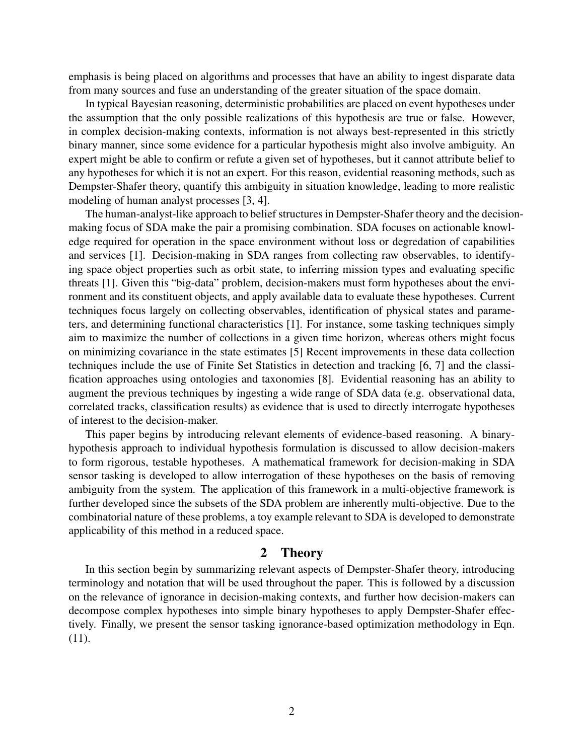emphasis is being placed on algorithms and processes that have an ability to ingest disparate data from many sources and fuse an understanding of the greater situation of the space domain.

In typical Bayesian reasoning, deterministic probabilities are placed on event hypotheses under the assumption that the only possible realizations of this hypothesis are true or false. However, in complex decision-making contexts, information is not always best-represented in this strictly binary manner, since some evidence for a particular hypothesis might also involve ambiguity. An expert might be able to confirm or refute a given set of hypotheses, but it cannot attribute belief to any hypotheses for which it is not an expert. For this reason, evidential reasoning methods, such as Dempster-Shafer theory, quantify this ambiguity in situation knowledge, leading to more realistic modeling of human analyst processes [3, 4].

The human-analyst-like approach to belief structures in Dempster-Shafer theory and the decision-making focus of SDA make the pair a promising combination. SDA focuses on actionable knowledge required for operation in the space environment without loss or degredation of capabilities and services [1]. Decision-making in SDA ranges from collecting raw observables, to identifying space object properties such as orbit state, to inferring mission types and evaluating specific threats [1]. Given this "big-data" problem, decision-makers must form hypotheses about the environment and its constituent objects, and apply available data to evaluate these hypotheses. Current techniques focus largely on collecting observables, identification of physical states and parameters, and determining functional characteristics [1]. For instance, some tasking techniques simply aim to maximize the number of collections in a given time horizon, whereas others might focus on minimizing covariance in the state estimates [5] Recent improvements in these data collection techniques include the use of Finite Set Statistics in detection and tracking [6, 7] and the classification approaches using ontologies and taxonomies [8]. Evidential reasoning has an ability to augment the previous techniques by ingesting a wide range of SDA data (e.g. observational data, correlated tracks, classification results) as evidence that is used to directly interrogate hypotheses of interest to the decision-maker.

This paper begins by introducing relevant elements of evidence-based reasoning. A binary-hypothesis approach to individual hypothesis formulation is discussed to allow decision-makers to form rigorous, testable hypotheses. A mathematical framework for decision-making in SDA sensor tasking is developed to allow interrogation of these hypotheses on the basis of removing ambiguity from the system. The application of this framework in a multi-objective framework is further developed since the subsets of the SDA problem are inherently multi-objective. Due to the combinatorial nature of these problems, a toy example relevant to SDA is developed to demonstrate applicability of this method in a reduced space.

## 2 Theory

In this section begin by summarizing relevant aspects of Dempster-Shafer theory, introducing terminology and notation that will be used throughout the paper. This is followed by a discussion on the relevance of ignorance in decision-making contexts, and further how decision-makers can decompose complex hypotheses into simple binary hypotheses to apply Dempster-Shafer effectively. Finally, we present the sensor tasking ignorance-based optimization methodology in Eqn. (11).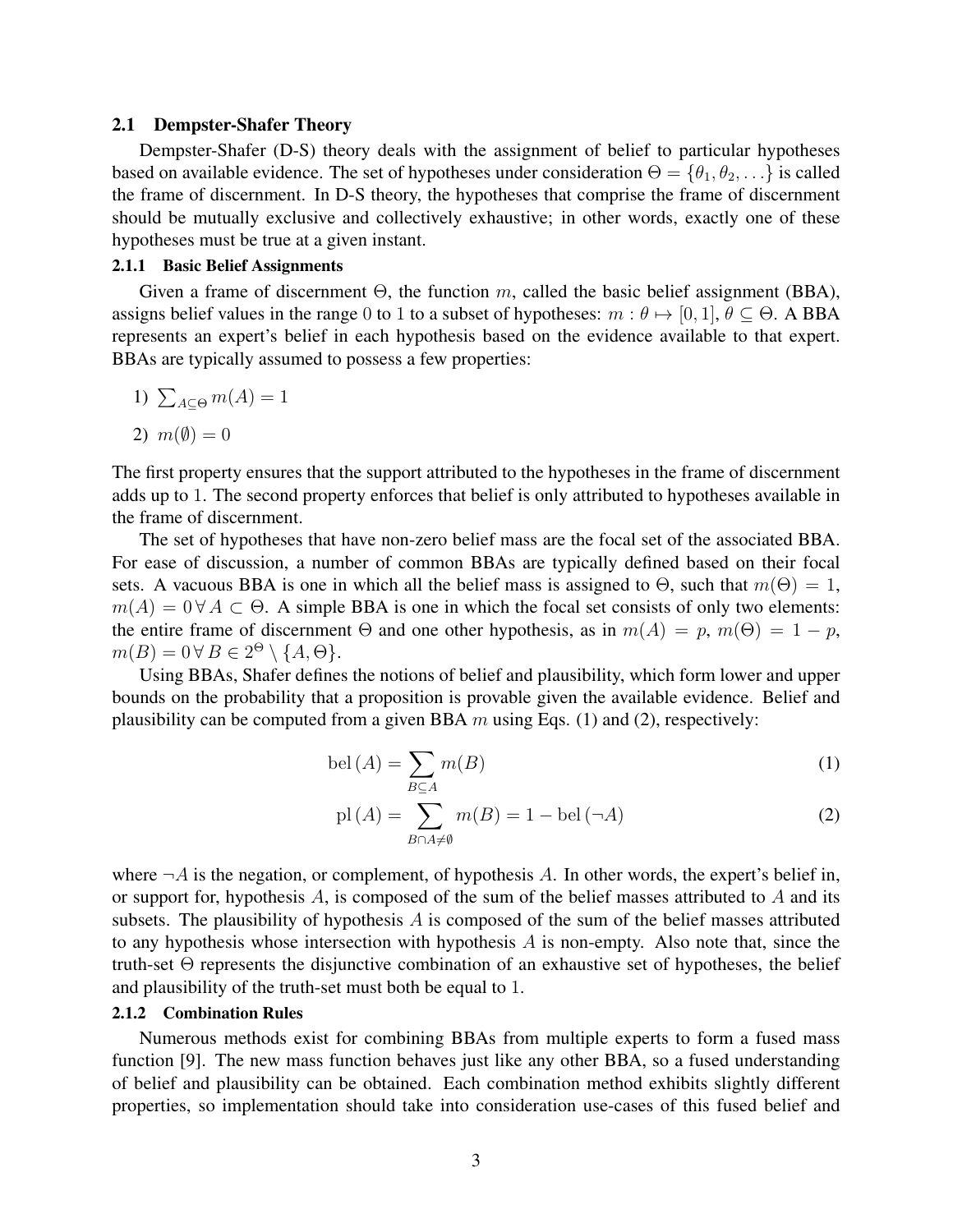### 2.1 Dempster-Shafer Theory

Dempster-Shafer (D-S) theory deals with the assignment of belief to particular hypotheses based on available evidence. The set of hypotheses under consideration $\Theta = \{\theta_1, \theta_2, \ldots\}$ is called the frame of discernment. In D-S theory, the hypotheses that comprise the frame of discernment should be mutually exclusive and collectively exhaustive; in other words, exactly one of these hypotheses must be true at a given instant.

#### 2.1.1 Basic Belief Assignments

Given a frame of discernment $\Theta$, the function $m$, called the basic belief assignment (BBA), assigns belief values in the range 0 to 1 to a subset of hypotheses: $m : \theta \mapsto [0, 1]$, $\theta \subseteq \Theta$. A BBA represents an expert's belief in each hypothesis based on the evidence available to that expert. BBAs are typically assumed to possess a few properties:

1) $\sum_{A \subseteq \Theta} m(A) = 1$
2) $m(\emptyset) = 0$

The first property ensures that the support attributed to the hypotheses in the frame of discernment adds up to 1. The second property enforces that belief is only attributed to hypotheses available in the frame of discernment.

The set of hypotheses that have non-zero belief mass are the focal set of the associated BBA. For ease of discussion, a number of common BBAs are typically defined based on their focal sets. A vacuous BBA is one in which all the belief mass is assigned to $\Theta$, such that $m(\Theta) = 1$, $m(A) = 0 \, \forall \, A \subset \Theta$. A simple BBA is one in which the focal set consists of only two elements: the entire frame of discernment $\Theta$ and one other hypothesis, as in $m(A) = p$, $m(\Theta) = 1 - p$, $m(B) = 0 \, \forall \, B \in 2^{\Theta} \setminus \{A, \Theta\}$.

Using BBAs, Shafer defines the notions of belief and plausibility, which form lower and upper bounds on the probability that a proposition is provable given the available evidence. Belief and plausibility can be computed from a given BBA $m$ using Eqs. (1) and (2), respectively:

$$\operatorname{bel}(A) = \sum_{B \subseteq A} m(B) \tag{1}$$

$$\operatorname{pl}(A) = \sum_{B \cap A \neq \emptyset} m(B) = 1 - \operatorname{bel}(\neg A) \tag{2}$$

where $\neg A$ is the negation, or complement, of hypothesis $A$. In other words, the expert's belief in, or support for, hypothesis $A$, is composed of the sum of the belief masses attributed to $A$ and its subsets. The plausibility of hypothesis $A$ is composed of the sum of the belief masses attributed to any hypothesis whose intersection with hypothesis $A$ is non-empty. Also note that, since the truth-set $\Theta$ represents the disjunctive combination of an exhaustive set of hypotheses, the belief and plausibility of the truth-set must both be equal to 1.

#### 2.1.2 Combination Rules

Numerous methods exist for combining BBAs from multiple experts to form a fused mass function [9]. The new mass function behaves just like any other BBA, so a fused understanding of belief and plausibility can be obtained. Each combination method exhibits slightly different properties, so implementation should take into consideration use-cases of this fused belief and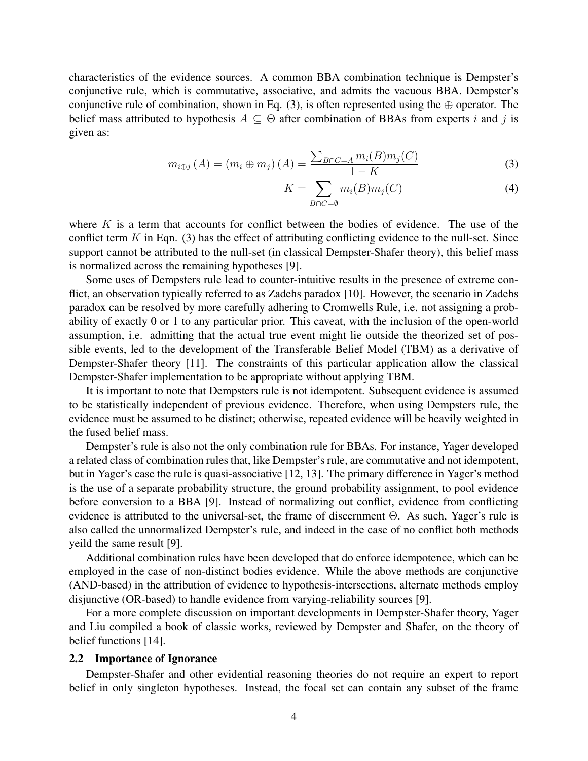characteristics of the evidence sources. A common BBA combination technique is Dempster's conjunctive rule, which is commutative, associative, and admits the vacuous BBA. Dempster's conjunctive rule of combination, shown in Eq. (3), is often represented using the $\oplus$ operator. The belief mass attributed to hypothesis $A \subseteq \Theta$ after combination of BBAs from experts $i$ and $j$ is given as:

$$m_{i \oplus j}(A) = (m_i \oplus m_j)(A) = \frac{\sum_{B \cap C = A} m_i(B) m_j(C)}{1 - K} \tag{3}$$

$$K = \sum_{B \cap C = \emptyset} m_i(B) m_j(C) \tag{4}$$

where $K$ is a term that accounts for conflict between the bodies of evidence. The use of the conflict term $K$ in Eqn. (3) has the effect of attributing conflicting evidence to the null-set. Since support cannot be attributed to the null-set (in classical Dempster-Shafer theory), this belief mass is normalized across the remaining hypotheses [9].

Some uses of Dempsters rule lead to counter-intuitive results in the presence of extreme conflict, an observation typically referred to as Zadehs paradox [10]. However, the scenario in Zadehs paradox can be resolved by more carefully adhering to Cromwells Rule, i.e. not assigning a probability of exactly 0 or 1 to any particular prior. This caveat, with the inclusion of the open-world assumption, i.e. admitting that the actual true event might lie outside the theorized set of possible events, led to the development of the Transferable Belief Model (TBM) as a derivative of Dempster-Shafer theory [11]. The constraints of this particular application allow the classical Dempster-Shafer implementation to be appropriate without applying TBM.

It is important to note that Dempsters rule is not idempotent. Subsequent evidence is assumed to be statistically independent of previous evidence. Therefore, when using Dempsters rule, the evidence must be assumed to be distinct; otherwise, repeated evidence will be heavily weighted in the fused belief mass.

Dempster's rule is also not the only combination rule for BBAs. For instance, Yager developed a related class of combination rules that, like Dempster's rule, are commutative and not idempotent, but in Yager's case the rule is quasi-associative [12, 13]. The primary difference in Yager's method is the use of a separate probability structure, the ground probability assignment, to pool evidence before conversion to a BBA [9]. Instead of normalizing out conflict, evidence from conflicting evidence is attributed to the universal-set, the frame of discernment $\Theta$. As such, Yager's rule is also called the unnormalized Dempster's rule, and indeed in the case of no conflict both methods yeild the same result [9].

Additional combination rules have been developed that do enforce idempotence, which can be employed in the case of non-distinct bodies evidence. While the above methods are conjunctive (AND-based) in the attribution of evidence to hypothesis-intersections, alternate methods employ disjunctive (OR-based) to handle evidence from varying-reliability sources [9].

For a more complete discussion on important developments in Dempster-Shafer theory, Yager and Liu compiled a book of classic works, reviewed by Dempster and Shafer, on the theory of belief functions [14].

### 2.2 Importance of Ignorance

Dempster-Shafer and other evidential reasoning theories do not require an expert to report belief in only singleton hypotheses. Instead, the focal set can contain any subset of the frame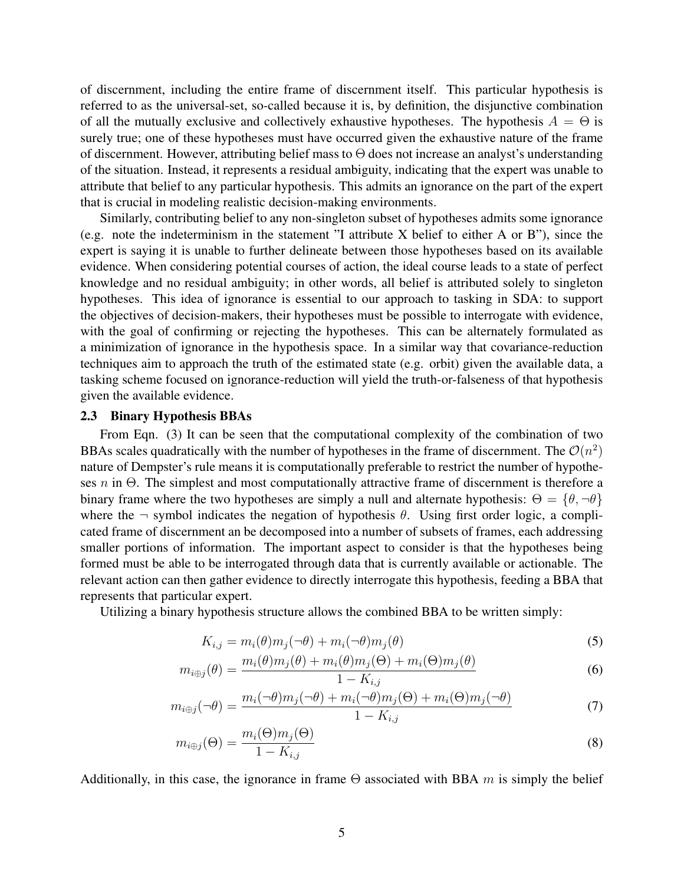of discernment, including the entire frame of discernment itself. This particular hypothesis is referred to as the universal-set, so-called because it is, by definition, the disjunctive combination of all the mutually exclusive and collectively exhaustive hypotheses. The hypothesis $A = \Theta$ is surely true; one of these hypotheses must have occurred given the exhaustive nature of the frame of discernment. However, attributing belief mass to $\Theta$ does not increase an analyst's understanding of the situation. Instead, it represents a residual ambiguity, indicating that the expert was unable to attribute that belief to any particular hypothesis. This admits an ignorance on the part of the expert that is crucial in modeling realistic decision-making environments.

Similarly, contributing belief to any non-singleton subset of hypotheses admits some ignorance (e.g. note the indeterminism in the statement "I attribute X belief to either A or B"), since the expert is saying it is unable to further delineate between those hypotheses based on its available evidence. When considering potential courses of action, the ideal course leads to a state of perfect knowledge and no residual ambiguity; in other words, all belief is attributed solely to singleton hypotheses. This idea of ignorance is essential to our approach to tasking in SDA: to support the objectives of decision-makers, their hypotheses must be possible to interrogate with evidence, with the goal of confirming or rejecting the hypotheses. This can be alternately formulated as a minimization of ignorance in the hypothesis space. In a similar way that covariance-reduction techniques aim to approach the truth of the estimated state (e.g. orbit) given the available data, a tasking scheme focused on ignorance-reduction will yield the truth-or-falseness of that hypothesis given the available evidence.

### 2.3 Binary Hypothesis BBAs

From Eqn. (3) It can be seen that the computational complexity of the combination of two BBAs scales quadratically with the number of hypotheses in the frame of discernment. The $\mathcal{O}(n^2)$ nature of Dempster's rule means it is computationally preferable to restrict the number of hypotheses $n$ in $\Theta$. The simplest and most computationally attractive frame of discernment is therefore a binary frame where the two hypotheses are simply a null and alternate hypothesis: $\Theta = \{\theta, \neg\theta\}$ where the $\neg$ symbol indicates the negation of hypothesis $\theta$. Using first order logic, a complicated frame of discernment an be decomposed into a number of subsets of frames, each addressing smaller portions of information. The important aspect to consider is that the hypotheses being formed must be able to be interrogated through data that is currently available or actionable. The relevant action can then gather evidence to directly interrogate this hypothesis, feeding a BBA that represents that particular expert.

Utilizing a binary hypothesis structure allows the combined BBA to be written simply:

$$K_{i,j} = m_i(\theta)m_j(\neg\theta) + m_i(\neg\theta)m_j(\theta) \tag{5}$$

$$m_{i\oplus j}(\theta) = \frac{m_i(\theta)m_j(\theta) + m_i(\theta)m_j(\Theta) + m_i(\Theta)m_j(\theta)}{1 - K_{i,j}} \tag{6}$$

$$m_{i\oplus j}(\neg\theta) = \frac{m_i(\neg\theta)m_j(\neg\theta) + m_i(\neg\theta)m_j(\Theta) + m_i(\Theta)m_j(\neg\theta)}{1 - K_{i,j}} \tag{7}$$

$$m_{i\oplus j}(\Theta) = \frac{m_i(\Theta)m_j(\Theta)}{1 - K_{i,j}} \tag{8}$$

Additionally, in this case, the ignorance in frame $\Theta$ associated with BBA $m$ is simply the belief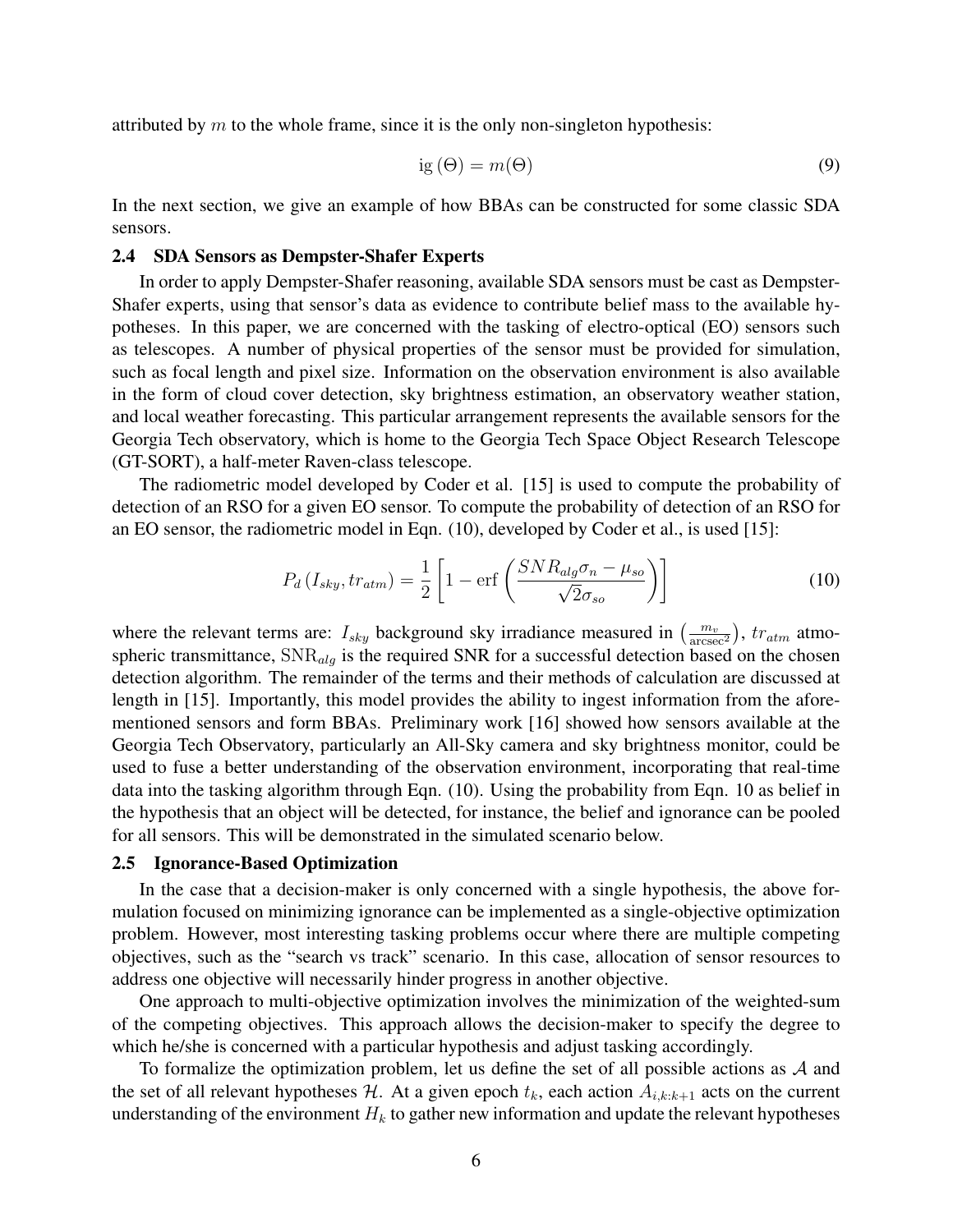attributed by $m$ to the whole frame, since it is the only non-singleton hypothesis:

$$\mathrm{ig}\,(\Theta) = m(\Theta) \tag{9}$$

In the next section, we give an example of how BBAs can be constructed for some classic SDA sensors.

### 2.4 SDA Sensors as Dempster-Shafer Experts

In order to apply Dempster-Shafer reasoning, available SDA sensors must be cast as Dempster-Shafer experts, using that sensor's data as evidence to contribute belief mass to the available hypotheses. In this paper, we are concerned with the tasking of electro-optical (EO) sensors such as telescopes. A number of physical properties of the sensor must be provided for simulation, such as focal length and pixel size. Information on the observation environment is also available in the form of cloud cover detection, sky brightness estimation, an observatory weather station, and local weather forecasting. This particular arrangement represents the available sensors for the Georgia Tech observatory, which is home to the Georgia Tech Space Object Research Telescope (GT-SORT), a half-meter Raven-class telescope.

The radiometric model developed by Coder et al. [15] is used to compute the probability of detection of an RSO for a given EO sensor. To compute the probability of detection of an RSO for an EO sensor, the radiometric model in Eqn. (10), developed by Coder et al., is used [15]:

$$P_d\left(I_{sky}, tr_{atm}\right) = \frac{1}{2}\left[1 - \mathrm{erf}\left(\frac{SNR_{alg}\sigma_n - \mu_{so}}{\sqrt{2}\sigma_{so}}\right)\right] \tag{10}$$

where the relevant terms are: $I_{sky}$ background sky irradiance measured in $\left(\frac{m_v}{\mathrm{arcsec}^2}\right)$, $tr_{atm}$ atmospheric transmittance, $\mathrm{SNR}_{alg}$ is the required SNR for a successful detection based on the chosen detection algorithm. The remainder of the terms and their methods of calculation are discussed at length in [15]. Importantly, this model provides the ability to ingest information from the aforementioned sensors and form BBAs. Preliminary work [16] showed how sensors available at the Georgia Tech Observatory, particularly an All-Sky camera and sky brightness monitor, could be used to fuse a better understanding of the observation environment, incorporating that real-time data into the tasking algorithm through Eqn. (10). Using the probability from Eqn. 10 as belief in the hypothesis that an object will be detected, for instance, the belief and ignorance can be pooled for all sensors. This will be demonstrated in the simulated scenario below.

### 2.5 Ignorance-Based Optimization

In the case that a decision-maker is only concerned with a single hypothesis, the above formulation focused on minimizing ignorance can be implemented as a single-objective optimization problem. However, most interesting tasking problems occur where there are multiple competing objectives, such as the "search vs track" scenario. In this case, allocation of sensor resources to address one objective will necessarily hinder progress in another objective.

One approach to multi-objective optimization involves the minimization of the weighted-sum of the competing objectives. This approach allows the decision-maker to specify the degree to which he/she is concerned with a particular hypothesis and adjust tasking accordingly.

To formalize the optimization problem, let us define the set of all possible actions as $\mathcal{A}$ and the set of all relevant hypotheses $\mathcal{H}$. At a given epoch $t_k$, each action $A_{i,k:k+1}$ acts on the current understanding of the environment $H_k$ to gather new information and update the relevant hypotheses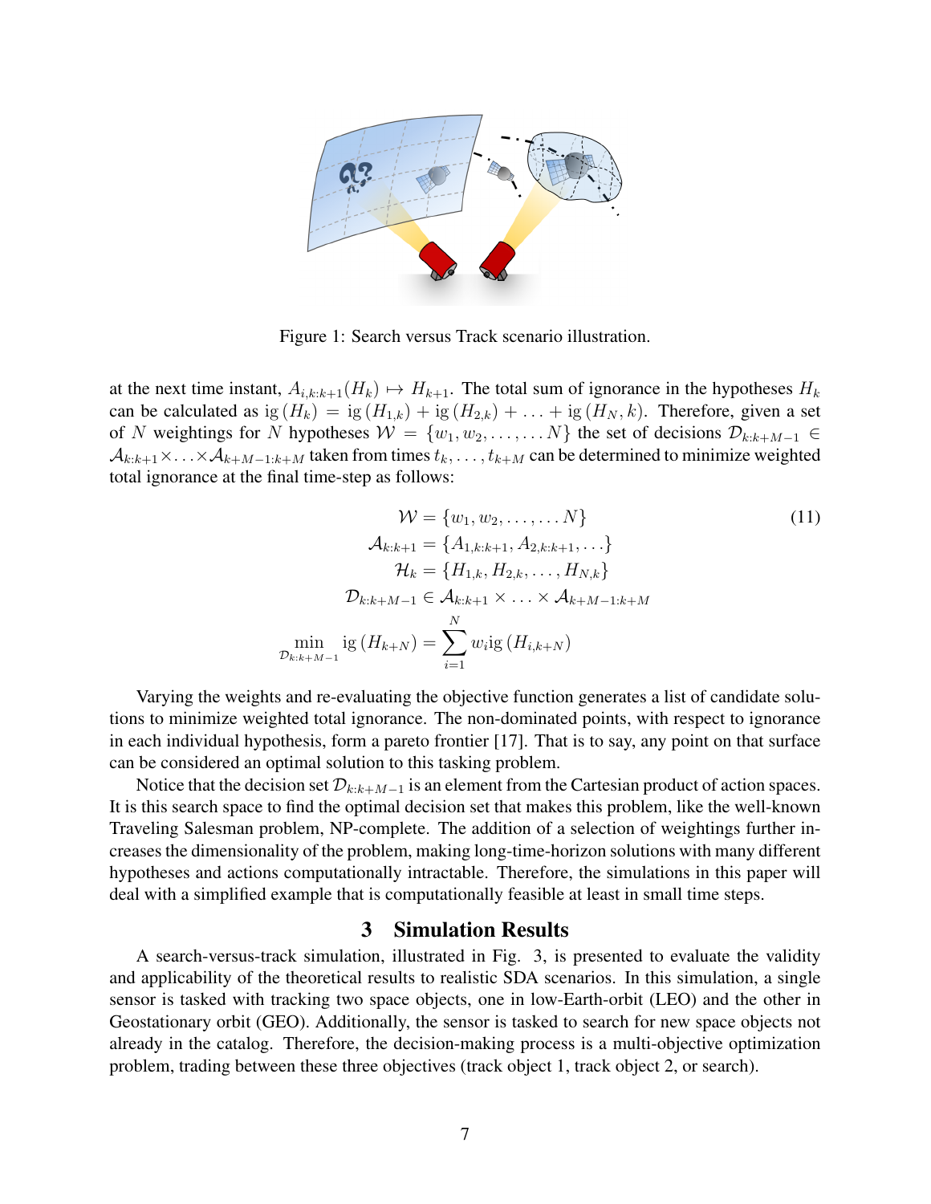Figure 1: Search versus Track scenario illustration.

at the next time instant, $A_{i,k:k+1}(H_k) \mapsto H_{k+1}$. The total sum of ignorance in the hypotheses $H_k$ can be calculated as $\text{ig}(H_k) = \text{ig}(H_{1,k}) + \text{ig}(H_{2,k}) + \ldots + \text{ig}(H_N, k)$. Therefore, given a set of $N$ weightings for $N$ hypotheses $\mathcal{W} = \{w_1, w_2, \ldots, \ldots N\}$ the set of decisions $\mathcal{D}_{k:k+M-1} \in \mathcal{A}_{k:k+1} \times \ldots \times \mathcal{A}_{k+M-1:k+M}$ taken from times $t_k, \ldots, t_{k+M}$ can be determined to minimize weighted total ignorance at the final time-step as follows:

$$
\begin{aligned}
\mathcal{W} &= \{w_1, w_2, \ldots, \ldots N\} \\
\mathcal{A}_{k:k+1} &= \{A_{1,k:k+1}, A_{2,k:k+1}, \ldots\} \\
\mathcal{H}_k &= \{H_{1,k}, H_{2,k}, \ldots, H_{N,k}\} \\
\mathcal{D}_{k:k+M-1} &\in \mathcal{A}_{k:k+1} \times \ldots \times \mathcal{A}_{k+M-1:k+M} \\
\min_{\mathcal{D}_{k:k+M-1}} \text{ig}(H_{k+N}) &= \sum_{i=1}^{N} w_i \text{ig}(H_{i,k+N})
\end{aligned} \tag{11}
$$

Varying the weights and re-evaluating the objective function generates a list of candidate solutions to minimize weighted total ignorance. The non-dominated points, with respect to ignorance in each individual hypothesis, form a pareto frontier [17]. That is to say, any point on that surface can be considered an optimal solution to this tasking problem.

Notice that the decision set $\mathcal{D}_{k:k+M-1}$ is an element from the Cartesian product of action spaces. It is this search space to find the optimal decision set that makes this problem, like the well-known Traveling Salesman problem, NP-complete. The addition of a selection of weightings further increases the dimensionality of the problem, making long-time-horizon solutions with many different hypotheses and actions computationally intractable. Therefore, the simulations in this paper will deal with a simplified example that is computationally feasible at least in small time steps.

## 3 Simulation Results

A search-versus-track simulation, illustrated in Fig. 3, is presented to evaluate the validity and applicability of the theoretical results to realistic SDA scenarios. In this simulation, a single sensor is tasked with tracking two space objects, one in low-Earth-orbit (LEO) and the other in Geostationary orbit (GEO). Additionally, the sensor is tasked to search for new space objects not already in the catalog. Therefore, the decision-making process is a multi-objective optimization problem, trading between these three objectives (track object 1, track object 2, or search).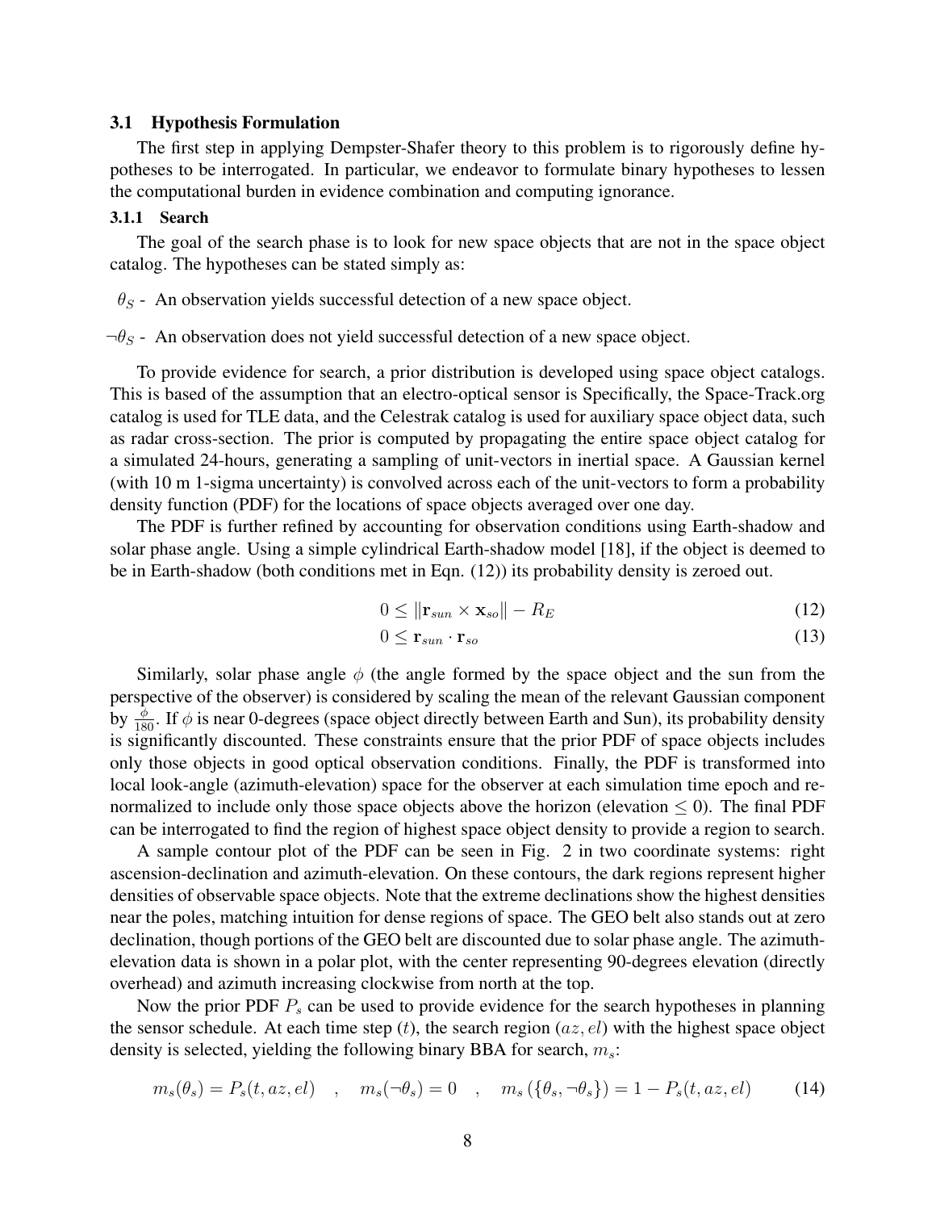### 3.1 Hypothesis Formulation

The first step in applying Dempster-Shafer theory to this problem is to rigorously define hypotheses to be interrogated. In particular, we endeavor to formulate binary hypotheses to lessen the computational burden in evidence combination and computing ignorance.

#### 3.1.1 Search

The goal of the search phase is to look for new space objects that are not in the space object catalog. The hypotheses can be stated simply as:

$\theta_S$ - An observation yields successful detection of a new space object.

$\neg\theta_S$ - An observation does not yield successful detection of a new space object.

To provide evidence for search, a prior distribution is developed using space object catalogs. This is based of the assumption that an electro-optical sensor is Specifically, the Space-Track.org catalog is used for TLE data, and the Celestrak catalog is used for auxiliary space object data, such as radar cross-section. The prior is computed by propagating the entire space object catalog for a simulated 24-hours, generating a sampling of unit-vectors in inertial space. A Gaussian kernel (with 10 m 1-sigma uncertainty) is convolved across each of the unit-vectors to form a probability density function (PDF) for the locations of space objects averaged over one day.

The PDF is further refined by accounting for observation conditions using Earth-shadow and solar phase angle. Using a simple cylindrical Earth-shadow model [18], if the object is deemed to be in Earth-shadow (both conditions met in Eqn. (12)) its probability density is zeroed out.

$$0 \leq \|\mathbf{r}_{sun} \times \mathbf{x}_{so}\| - R_E \tag{12}$$

$$0 \leq \mathbf{r}_{sun} \cdot \mathbf{r}_{so} \tag{13}$$

Similarly, solar phase angle $\phi$ (the angle formed by the space object and the sun from the perspective of the observer) is considered by scaling the mean of the relevant Gaussian component by $\frac{\phi}{180}$. If $\phi$ is near 0-degrees (space object directly between Earth and Sun), its probability density is significantly discounted. These constraints ensure that the prior PDF of space objects includes only those objects in good optical observation conditions. Finally, the PDF is transformed into local look-angle (azimuth-elevation) space for the observer at each simulation time epoch and re-normalized to include only those space objects above the horizon (elevation $\leq 0$). The final PDF can be interrogated to find the region of highest space object density to provide a region to search.

A sample contour plot of the PDF can be seen in Fig. 2 in two coordinate systems: right ascension-declination and azimuth-elevation. On these contours, the dark regions represent higher densities of observable space objects. Note that the extreme declinations show the highest densities near the poles, matching intuition for dense regions of space. The GEO belt also stands out at zero declination, though portions of the GEO belt are discounted due to solar phase angle. The azimuth-elevation data is shown in a polar plot, with the center representing 90-degrees elevation (directly overhead) and azimuth increasing clockwise from north at the top.

Now the prior PDF $P_s$ can be used to provide evidence for the search hypotheses in planning the sensor schedule. At each time step $(t)$, the search region $(az, el)$ with the highest space object density is selected, yielding the following binary BBA for search, $m_s$:

$$m_s(\theta_s) = P_s(t, az, el) \quad , \quad m_s(\neg\theta_s) = 0 \quad , \quad m_s\left(\{\theta_s, \neg\theta_s\}\right) = 1 - P_s(t, az, el) \tag{14}$$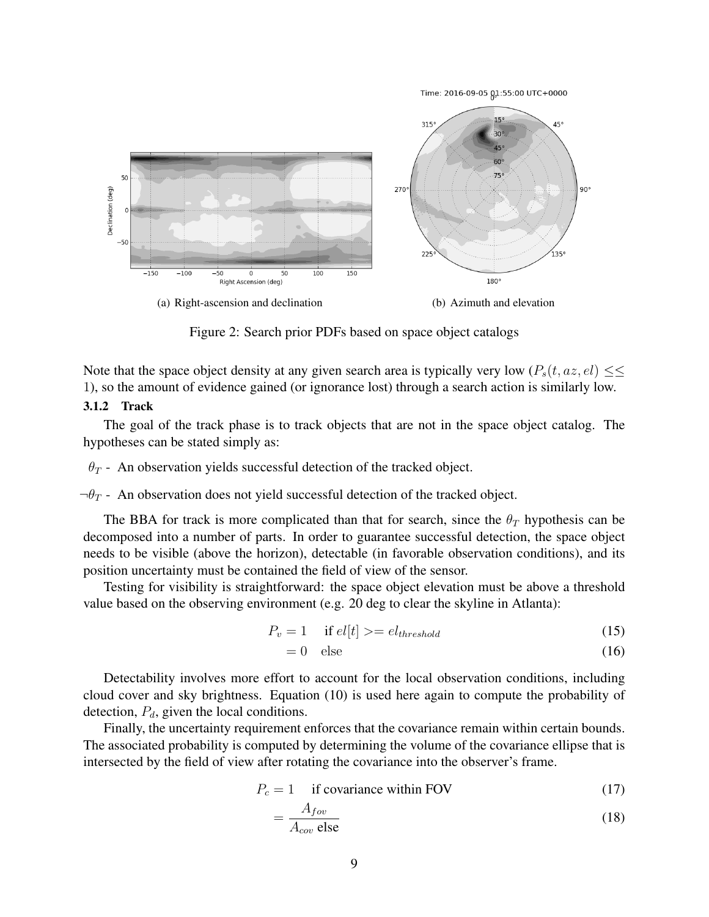(a) Right-ascension and declination

(b) Azimuth and elevation

Figure 2: Search prior PDFs based on space object catalogs

Note that the space object density at any given search area is typically very low ($P_s(t, az, el) \leq\leq 1$), so the amount of evidence gained (or ignorance lost) through a search action is similarly low.

### 3.1.2 Track

The goal of the track phase is to track objects that are not in the space object catalog. The hypotheses can be stated simply as:

$\theta_T$ - An observation yields successful detection of the tracked object.

$\neg\theta_T$ - An observation does not yield successful detection of the tracked object.

The BBA for track is more complicated than that for search, since the $\theta_T$ hypothesis can be decomposed into a number of parts. In order to guarantee successful detection, the space object needs to be visible (above the horizon), detectable (in favorable observation conditions), and its position uncertainty must be contained the field of view of the sensor.

Testing for visibility is straightforward: the space object elevation must be above a threshold value based on the observing environment (e.g. 20 deg to clear the skyline in Atlanta):

$$P_v = 1 \quad \text{if } el[t] >= el_{threshold} \tag{15}$$

$$= 0 \quad \text{else} \tag{16}$$

Detectability involves more effort to account for the local observation conditions, including cloud cover and sky brightness. Equation (10) is used here again to compute the probability of detection, $P_d$, given the local conditions.

Finally, the uncertainty requirement enforces that the covariance remain within certain bounds. The associated probability is computed by determining the volume of the covariance ellipse that is intersected by the field of view after rotating the covariance into the observer's frame.

$$P_c = 1 \quad \text{if covariance within FOV} \tag{17}$$

$$= \frac{A_{fov}}{A_{cov}} \text{ else} \tag{18}$$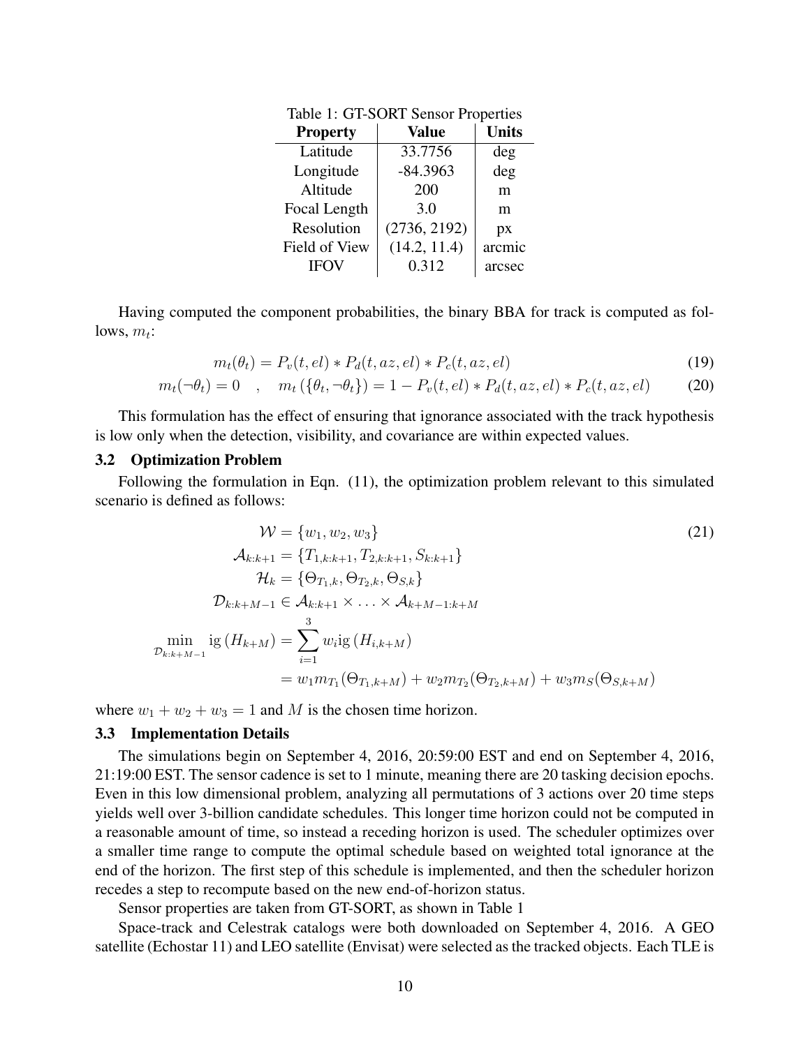Table 1: GT-SORT Sensor Properties

| Property | Value | Units |
|---|---|---|
| Latitude | 33.7756 | deg |
| Longitude | -84.3963 | deg |
| Altitude | 200 | m |
| Focal Length | 3.0 | m |
| Resolution | (2736, 2192) | px |
| Field of View | (14.2, 11.4) | arcmic |
| IFOV | 0.312 | arcsec |

Having computed the component probabilities, the binary BBA for track is computed as follows, $m_t$:

$$m_t(\theta_t) = P_v(t, el) * P_d(t, az, el) * P_c(t, az, el) \tag{19}$$

$$m_t(\neg\theta_t) = 0 \quad , \quad m_t\left(\{\theta_t, \neg\theta_t\}\right) = 1 - P_v(t, el) * P_d(t, az, el) * P_c(t, az, el) \tag{20}$$

This formulation has the effect of ensuring that ignorance associated with the track hypothesis is low only when the detection, visibility, and covariance are within expected values.

### 3.2 Optimization Problem

Following the formulation in Eqn. (11), the optimization problem relevant to this simulated scenario is defined as follows:

$$\begin{aligned}
\mathcal{W} &= \{w_1, w_2, w_3\} \\
\mathcal{A}_{k:k+1} &= \{T_{1,k:k+1}, T_{2,k:k+1}, S_{k:k+1}\} \\
\mathcal{H}_k &= \{\Theta_{T_1,k}, \Theta_{T_2,k}, \Theta_{S,k}\} \\
\mathcal{D}_{k:k+M-1} &\in \mathcal{A}_{k:k+1} \times \ldots \times \mathcal{A}_{k+M-1:k+M} \\
\min_{\mathcal{D}_{k:k+M-1}} \text{ig}\left(H_{k+M}\right) &= \sum_{i=1}^{3} w_i \text{ig}\left(H_{i,k+M}\right) \\
&= w_1 m_{T_1}(\Theta_{T_1,k+M}) + w_2 m_{T_2}(\Theta_{T_2,k+M}) + w_3 m_S(\Theta_{S,k+M})
\end{aligned} \tag{21}$$

where $w_1 + w_2 + w_3 = 1$ and $M$ is the chosen time horizon.

### 3.3 Implementation Details

The simulations begin on September 4, 2016, 20:59:00 EST and end on September 4, 2016, 21:19:00 EST. The sensor cadence is set to 1 minute, meaning there are 20 tasking decision epochs. Even in this low dimensional problem, analyzing all permutations of 3 actions over 20 time steps yields well over 3-billion candidate schedules. This longer time horizon could not be computed in a reasonable amount of time, so instead a receding horizon is used. The scheduler optimizes over a smaller time range to compute the optimal schedule based on weighted total ignorance at the end of the horizon. The first step of this schedule is implemented, and then the scheduler horizon recedes a step to recompute based on the new end-of-horizon status.

Sensor properties are taken from GT-SORT, as shown in Table 1

Space-track and Celestrak catalogs were both downloaded on September 4, 2016. A GEO satellite (Echostar 11) and LEO satellite (Envisat) were selected as the tracked objects. Each TLE is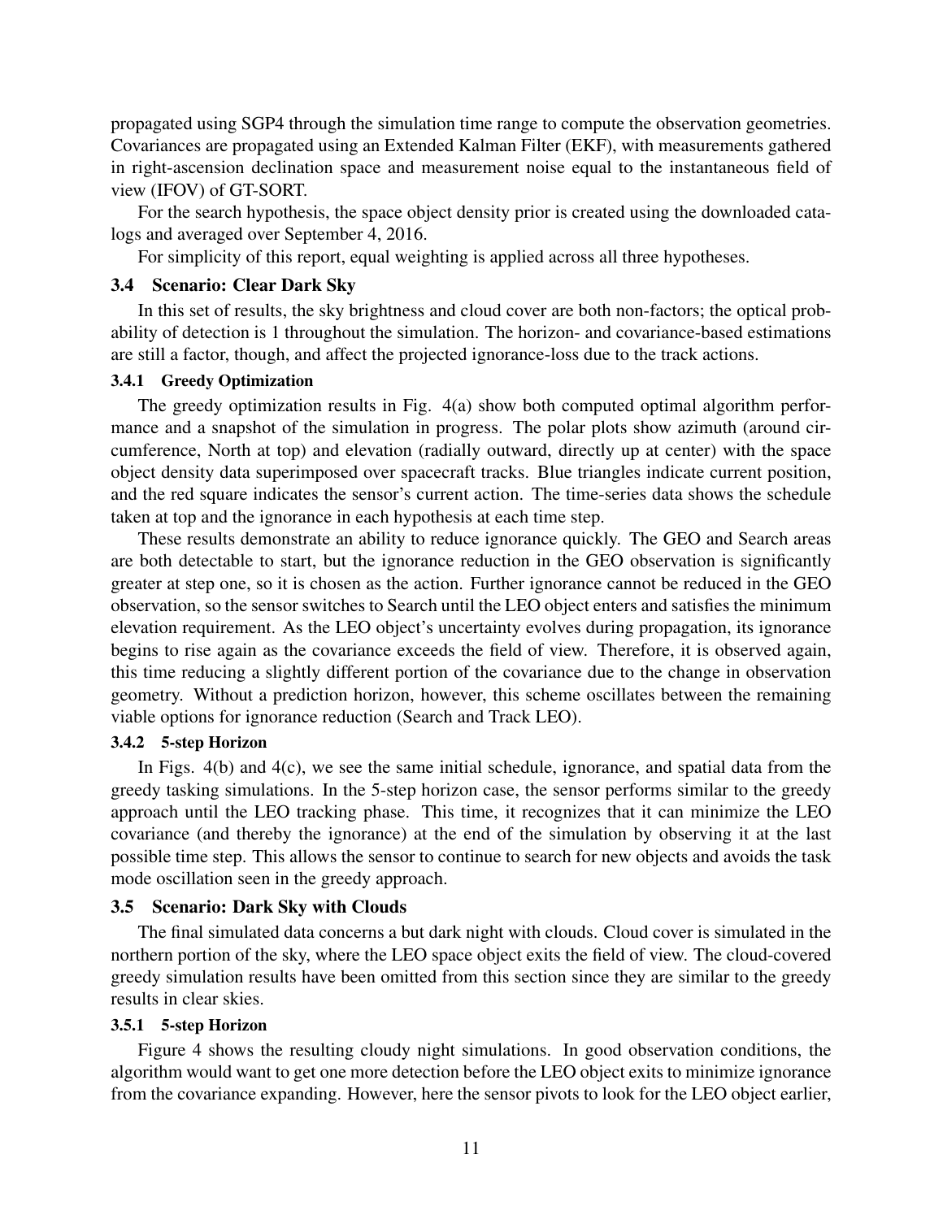propagated using SGP4 through the simulation time range to compute the observation geometries. Covariances are propagated using an Extended Kalman Filter (EKF), with measurements gathered in right-ascension declination space and measurement noise equal to the instantaneous field of view (IFOV) of GT-SORT.

For the search hypothesis, the space object density prior is created using the downloaded catalogs and averaged over September 4, 2016.

For simplicity of this report, equal weighting is applied across all three hypotheses.

### 3.4 Scenario: Clear Dark Sky

In this set of results, the sky brightness and cloud cover are both non-factors; the optical probability of detection is 1 throughout the simulation. The horizon- and covariance-based estimations are still a factor, though, and affect the projected ignorance-loss due to the track actions.

#### 3.4.1 Greedy Optimization

The greedy optimization results in Fig. 4(a) show both computed optimal algorithm performance and a snapshot of the simulation in progress. The polar plots show azimuth (around circumference, North at top) and elevation (radially outward, directly up at center) with the space object density data superimposed over spacecraft tracks. Blue triangles indicate current position, and the red square indicates the sensor's current action. The time-series data shows the schedule taken at top and the ignorance in each hypothesis at each time step.

These results demonstrate an ability to reduce ignorance quickly. The GEO and Search areas are both detectable to start, but the ignorance reduction in the GEO observation is significantly greater at step one, so it is chosen as the action. Further ignorance cannot be reduced in the GEO observation, so the sensor switches to Search until the LEO object enters and satisfies the minimum elevation requirement. As the LEO object's uncertainty evolves during propagation, its ignorance begins to rise again as the covariance exceeds the field of view. Therefore, it is observed again, this time reducing a slightly different portion of the covariance due to the change in observation geometry. Without a prediction horizon, however, this scheme oscillates between the remaining viable options for ignorance reduction (Search and Track LEO).

#### 3.4.2 5-step Horizon

In Figs. 4(b) and 4(c), we see the same initial schedule, ignorance, and spatial data from the greedy tasking simulations. In the 5-step horizon case, the sensor performs similar to the greedy approach until the LEO tracking phase. This time, it recognizes that it can minimize the LEO covariance (and thereby the ignorance) at the end of the simulation by observing it at the last possible time step. This allows the sensor to continue to search for new objects and avoids the task mode oscillation seen in the greedy approach.

### 3.5 Scenario: Dark Sky with Clouds

The final simulated data concerns a but dark night with clouds. Cloud cover is simulated in the northern portion of the sky, where the LEO space object exits the field of view. The cloud-covered greedy simulation results have been omitted from this section since they are similar to the greedy results in clear skies.

#### 3.5.1 5-step Horizon

Figure 4 shows the resulting cloudy night simulations. In good observation conditions, the algorithm would want to get one more detection before the LEO object exits to minimize ignorance from the covariance expanding. However, here the sensor pivots to look for the LEO object earlier,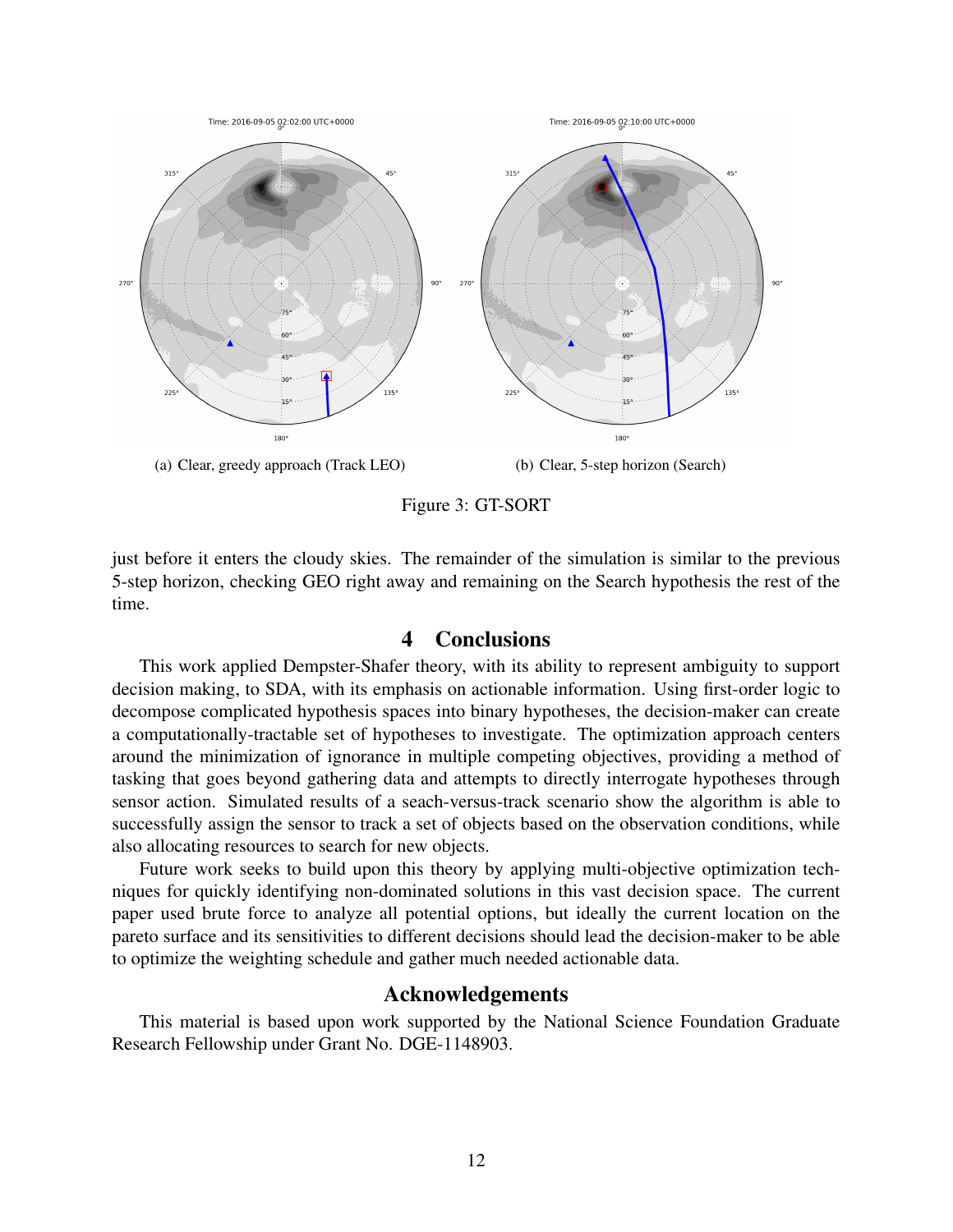(a) Clear, greedy approach (Track LEO)

(b) Clear, 5-step horizon (Search)

Figure 3: GT-SORT

just before it enters the cloudy skies. The remainder of the simulation is similar to the previous 5-step horizon, checking GEO right away and remaining on the Search hypothesis the rest of the time.

## 4 Conclusions

This work applied Dempster-Shafer theory, with its ability to represent ambiguity to support decision making, to SDA, with its emphasis on actionable information. Using first-order logic to decompose complicated hypothesis spaces into binary hypotheses, the decision-maker can create a computationally-tractable set of hypotheses to investigate. The optimization approach centers around the minimization of ignorance in multiple competing objectives, providing a method of tasking that goes beyond gathering data and attempts to directly interrogate hypotheses through sensor action. Simulated results of a seach-versus-track scenario show the algorithm is able to successfully assign the sensor to track a set of objects based on the observation conditions, while also allocating resources to search for new objects.

Future work seeks to build upon this theory by applying multi-objective optimization techniques for quickly identifying non-dominated solutions in this vast decision space. The current paper used brute force to analyze all potential options, but ideally the current location on the pareto surface and its sensitivities to different decisions should lead the decision-maker to be able to optimize the weighting schedule and gather much needed actionable data.

## Acknowledgements

This material is based upon work supported by the National Science Foundation Graduate Research Fellowship under Grant No. DGE-1148903.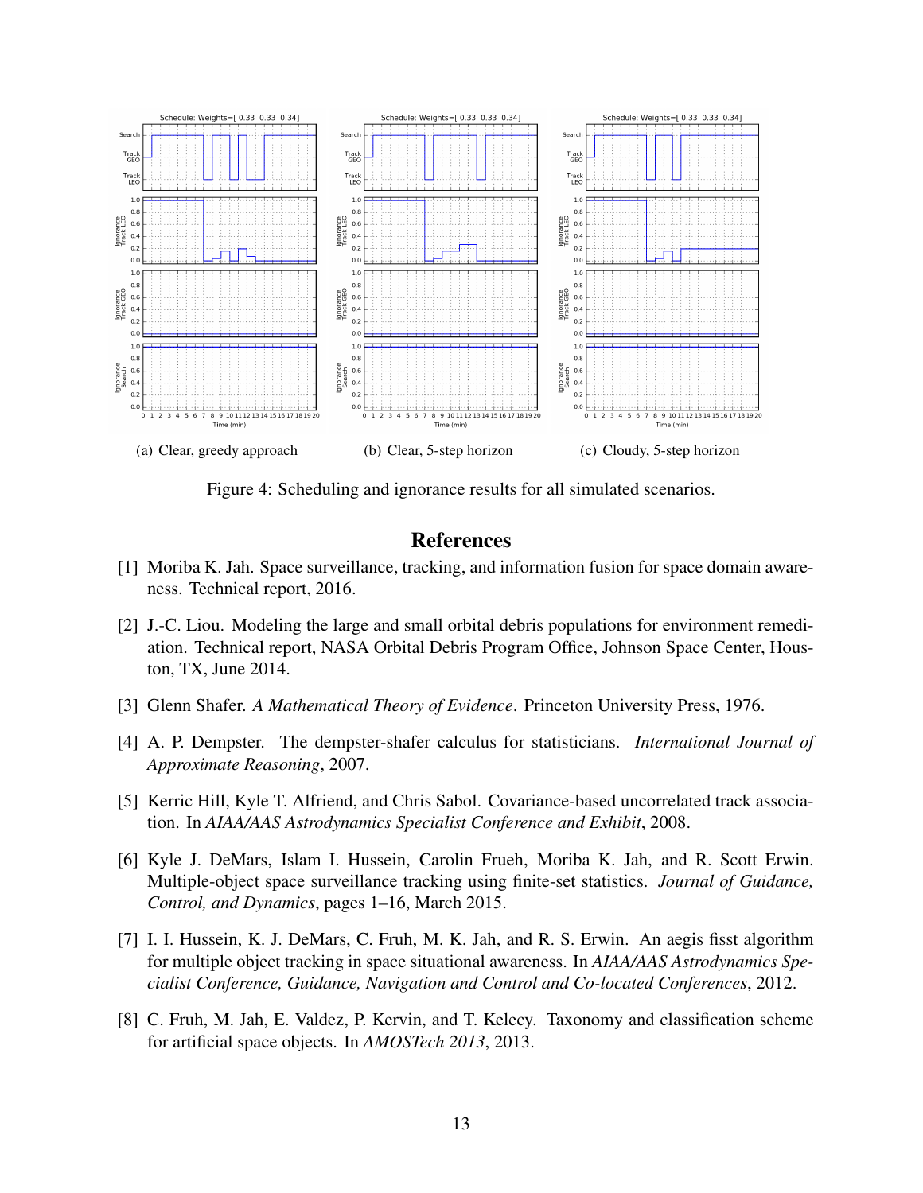(a) Clear, greedy approach (b) Clear, 5-step horizon (c) Cloudy, 5-step horizon

Figure 4: Scheduling and ignorance results for all simulated scenarios.

# References

[1] Moriba K. Jah. Space surveillance, tracking, and information fusion for space domain awareness. Technical report, 2016.

[2] J.-C. Liou. Modeling the large and small orbital debris populations for environment remediation. Technical report, NASA Orbital Debris Program Office, Johnson Space Center, Houston, TX, June 2014.

[3] Glenn Shafer. *A Mathematical Theory of Evidence*. Princeton University Press, 1976.

[4] A. P. Dempster. The dempster-shafer calculus for statisticians. *International Journal of Approximate Reasoning*, 2007.

[5] Kerric Hill, Kyle T. Alfriend, and Chris Sabol. Covariance-based uncorrelated track association. In *AIAA/AAS Astrodynamics Specialist Conference and Exhibit*, 2008.

[6] Kyle J. DeMars, Islam I. Hussein, Carolin Frueh, Moriba K. Jah, and R. Scott Erwin. Multiple-object space surveillance tracking using finite-set statistics. *Journal of Guidance, Control, and Dynamics*, pages 1–16, March 2015.

[7] I. I. Hussein, K. J. DeMars, C. Fruh, M. K. Jah, and R. S. Erwin. An aegis fisst algorithm for multiple object tracking in space situational awareness. In *AIAA/AAS Astrodynamics Specialist Conference, Guidance, Navigation and Control and Co-located Conferences*, 2012.

[8] C. Fruh, M. Jah, E. Valdez, P. Kervin, and T. Kelecy. Taxonomy and classification scheme for artificial space objects. In *AMOSTech 2013*, 2013.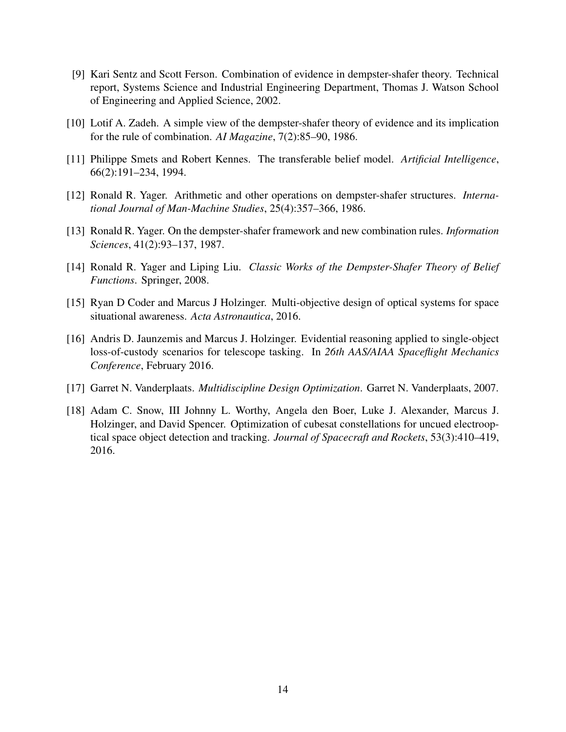[9] Kari Sentz and Scott Ferson. Combination of evidence in dempster-shafer theory. Technical report, Systems Science and Industrial Engineering Department, Thomas J. Watson School of Engineering and Applied Science, 2002.

[10] Lotif A. Zadeh. A simple view of the dempster-shafer theory of evidence and its implication for the rule of combination. *AI Magazine*, 7(2):85–90, 1986.

[11] Philippe Smets and Robert Kennes. The transferable belief model. *Artificial Intelligence*, 66(2):191–234, 1994.

[12] Ronald R. Yager. Arithmetic and other operations on dempster-shafer structures. *International Journal of Man-Machine Studies*, 25(4):357–366, 1986.

[13] Ronald R. Yager. On the dempster-shafer framework and new combination rules. *Information Sciences*, 41(2):93–137, 1987.

[14] Ronald R. Yager and Liping Liu. *Classic Works of the Dempster-Shafer Theory of Belief Functions*. Springer, 2008.

[15] Ryan D Coder and Marcus J Holzinger. Multi-objective design of optical systems for space situational awareness. *Acta Astronautica*, 2016.

[16] Andris D. Jaunzemis and Marcus J. Holzinger. Evidential reasoning applied to single-object loss-of-custody scenarios for telescope tasking. In *26th AAS/AIAA Spaceflight Mechanics Conference*, February 2016.

[17] Garret N. Vanderplaats. *Multidiscipline Design Optimization*. Garret N. Vanderplaats, 2007.

[18] Adam C. Snow, III Johnny L. Worthy, Angela den Boer, Luke J. Alexander, Marcus J. Holzinger, and David Spencer. Optimization of cubesat constellations for uncued electrooptical space object detection and tracking. *Journal of Spacecraft and Rockets*, 53(3):410–419, 2016.